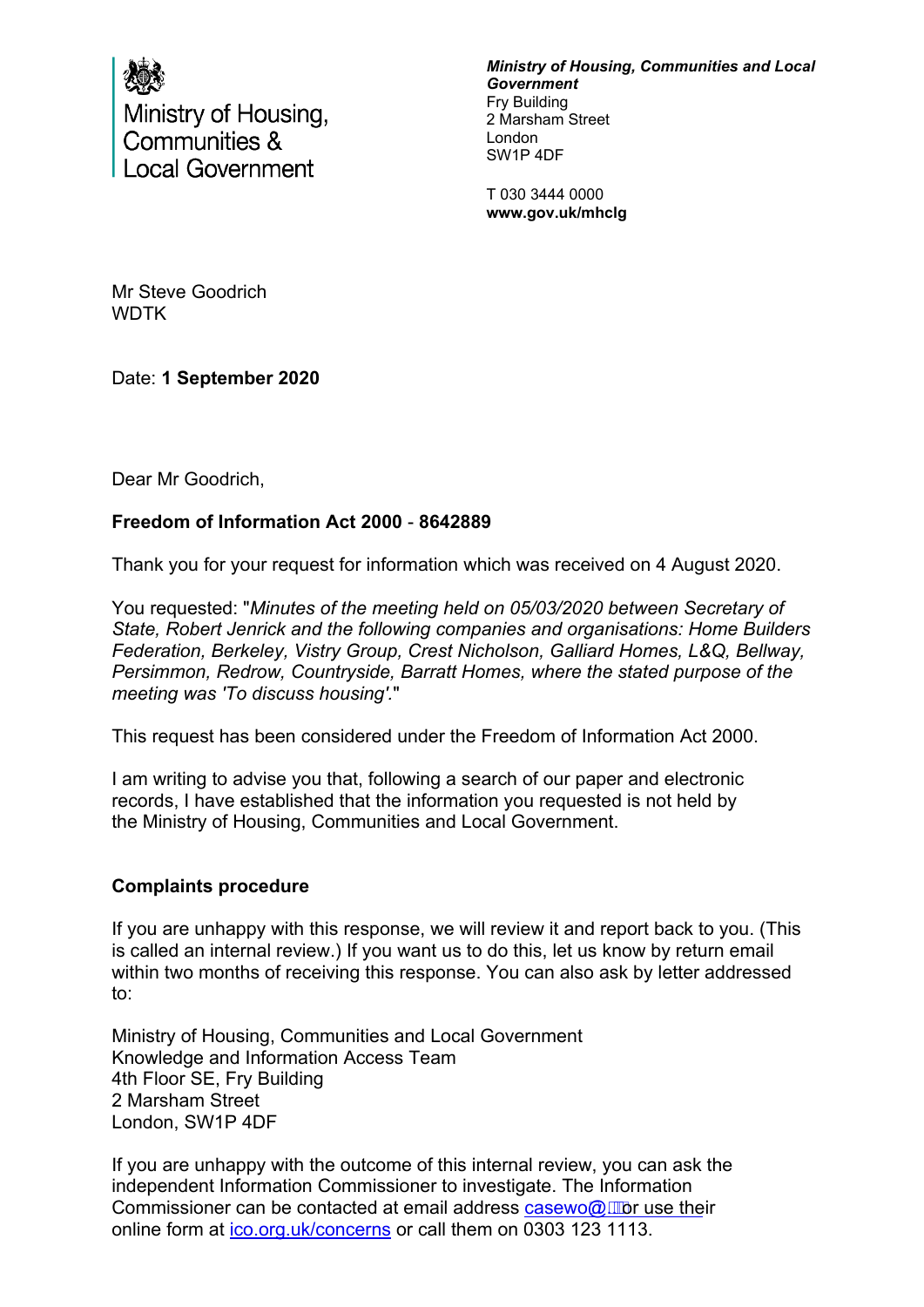Ministry of Housing, Communities & Local Government

***Ministry of Housing, Communities and Local Government***
Fry Building
2 Marsham Street
London
SW1P 4DF

T 030 3444 0000
**www.gov.uk/mhclg**

Mr Steve Goodrich
WDTK

Date: **1 September 2020**

Dear Mr Goodrich,

**Freedom of Information Act 2000** - **8642889**

Thank you for your request for information which was received on 4 August 2020.

You requested: "*Minutes of the meeting held on 05/03/2020 between Secretary of State, Robert Jenrick and the following companies and organisations: Home Builders Federation, Berkeley, Vistry Group, Crest Nicholson, Galliard Homes, L&Q, Bellway, Persimmon, Redrow, Countryside, Barratt Homes, where the stated purpose of the meeting was 'To discuss housing'.*"

This request has been considered under the Freedom of Information Act 2000.

I am writing to advise you that, following a search of our paper and electronic records, I have established that the information you requested is not held by the Ministry of Housing, Communities and Local Government.

**Complaints procedure**

If you are unhappy with this response, we will review it and report back to you. (This is called an internal review.) If you want us to do this, let us know by return email within two months of receiving this response. You can also ask by letter addressed to:

Ministry of Housing, Communities and Local Government
Knowledge and Information Access Team
4th Floor SE, Fry Building
2 Marsham Street
London, SW1P 4DF

If you are unhappy with the outcome of this internal review, you can ask the independent Information Commissioner to investigate. The Information Commissioner can be contacted at email address casewo@ or use their online form at ico.org.uk/concerns or call them on 0303 123 1113.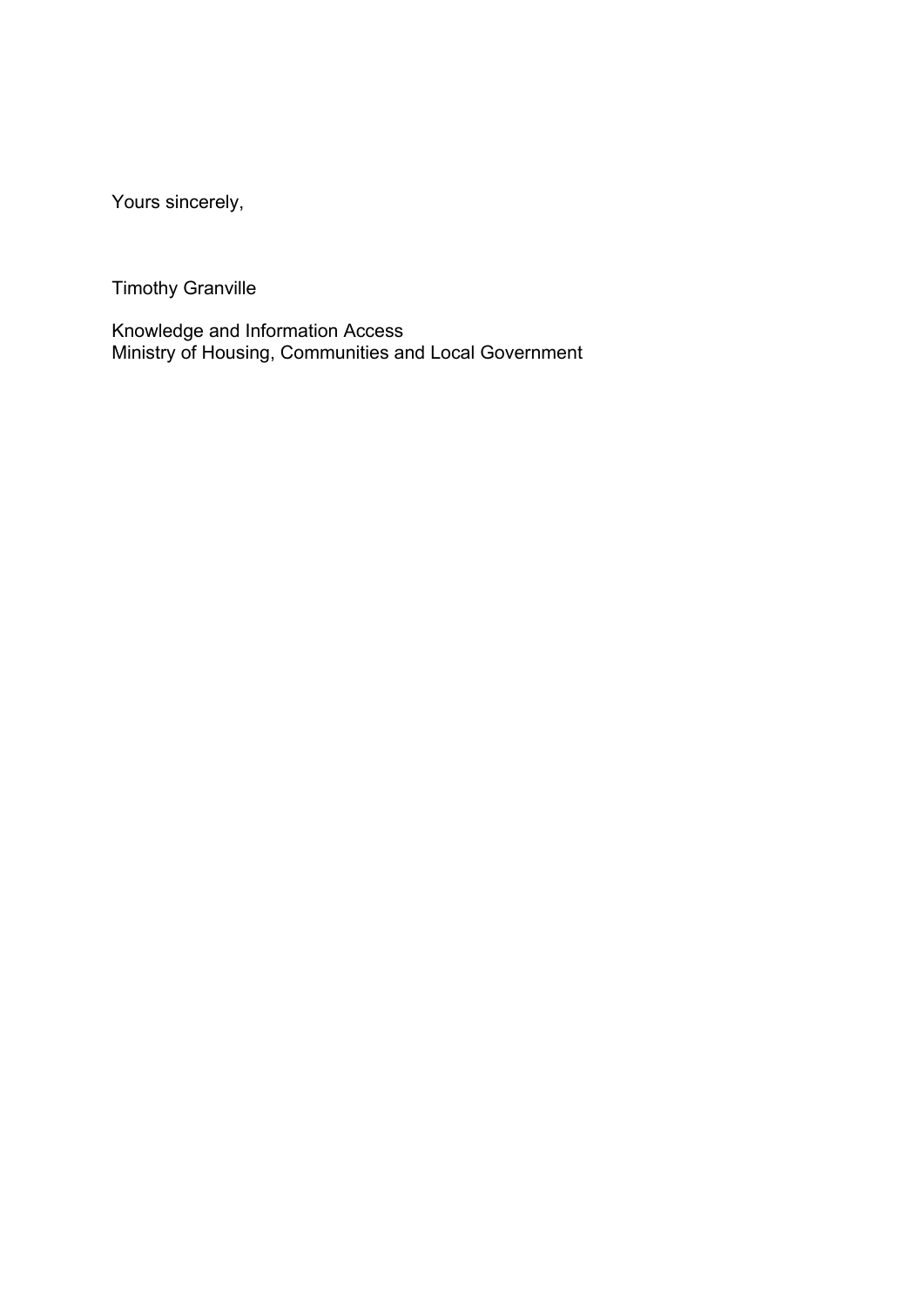Yours sincerely,

Timothy Granville

Knowledge and Information Access
Ministry of Housing, Communities and Local Government